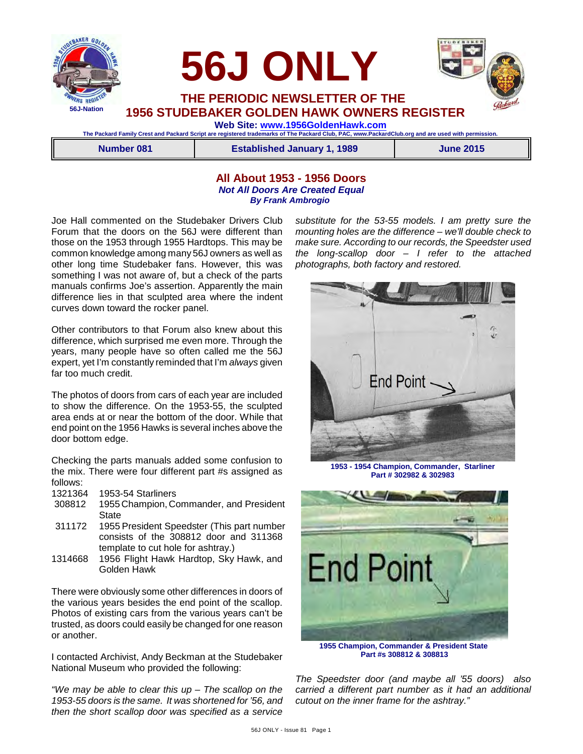# 56J ONLY

## THE PERIODIC NEWSLETTER OF THE 1956 STUDEBAKER GOLDEN HAWK OWNERS REGISTER

56J-Nation

**Web Site: www.1956GoldenHawk.com**

The Packard Family Crest and Packard Script are registered trademarks of The Packard Club, PAC, www.PackardClub.org and are used with permission.

| Number 081 | Established January 1, 1989 | June 2015 |
|---|---|---|

## All About 1953 - 1956 Doors

***Not All Doors Are Created Equal***

***By Frank Ambrogio***

Joe Hall commented on the Studebaker Drivers Club Forum that the doors on the 56J were different than those on the 1953 through 1955 Hardtops. This may be common knowledge among many 56J owners as well as other long time Studebaker fans. However, this was something I was not aware of, but a check of the parts manuals confirms Joe's assertion. Apparently the main difference lies in that sculpted area where the indent curves down toward the rocker panel.

Other contributors to that Forum also knew about this difference, which surprised me even more. Through the years, many people have so often called me the 56J expert, yet I'm constantly reminded that I'm *always* given far too much credit.

The photos of doors from cars of each year are included to show the difference. On the 1953-55, the sculpted area ends at or near the bottom of the door. While that end point on the 1956 Hawks is several inches above the door bottom edge.

Checking the parts manuals added some confusion to the mix. There were four different part #s assigned as follows:

| | |
|---|---|
| 1321364 | 1953-54 Starliners |
| 308812 | 1955 Champion, Commander, and President State |
| 311172 | 1955 President Speedster (This part number consists of the 308812 door and 311368 template to cut hole for ashtray.) |
| 1314668 | 1956 Flight Hawk Hardtop, Sky Hawk, and Golden Hawk |

There were obviously some other differences in doors of the various years besides the end point of the scallop. Photos of existing cars from the various years can't be trusted, as doors could easily be changed for one reason or another.

I contacted Archivist, Andy Beckman at the Studebaker National Museum who provided the following:

*"We may be able to clear this up – The scallop on the 1953-55 doors is the same. It was shortened for '56, and then the short scallop door was specified as a service substitute for the 53-55 models. I am pretty sure the mounting holes are the difference – we'll double check to make sure. According to our records, the Speedster used the long-scallop door – I refer to the attached photographs, both factory and restored.*

End Point

**1953 - 1954 Champion, Commander, Starliner**
**Part # 302982 & 302983**

End Point

**1955 Champion, Commander & President State**
**Part #s 308812 & 308813**

*The Speedster door (and maybe all '55 doors) also carried a different part number as it had an additional cutout on the inner frame for the ashtray."*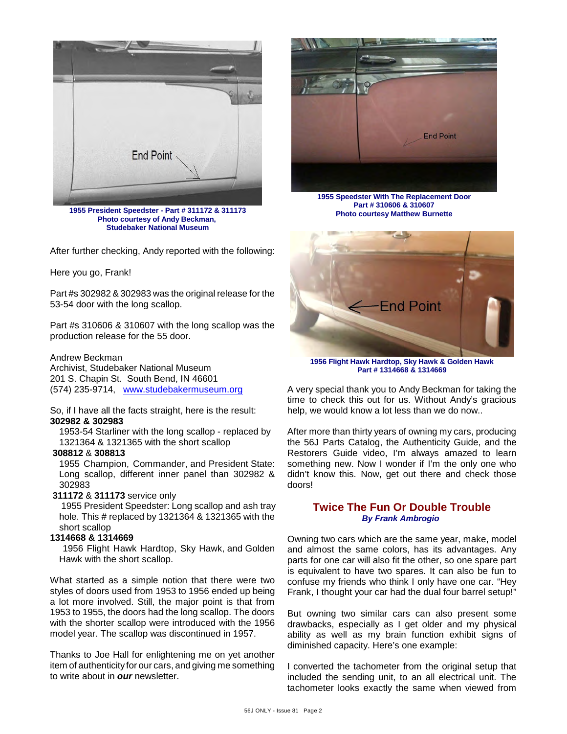1955 President Speedster - Part # 311172 & 311173
Photo courtesy of Andy Beckman,
Studebaker National Museum

1955 Speedster With The Replacement Door
Part # 310606 & 310607
Photo courtesy Matthew Burnette

After further checking, Andy reported with the following:

Here you go, Frank!

Part #s 302982 & 302983 was the original release for the 53-54 door with the long scallop.

Part #s 310606 & 310607 with the long scallop was the production release for the 55 door.

Andrew Beckman
Archivist, Studebaker National Museum
201 S. Chapin St. South Bend, IN 46601
(574) 235-9714, www.studebakermuseum.org

So, if I have all the facts straight, here is the result:

**302982 & 302983**
1953-54 Starliner with the long scallop - replaced by 1321364 & 1321365 with the short scallop

**308812** & **308813**
1955 Champion, Commander, and President State: Long scallop, different inner panel than 302982 & 302983

**311172** & **311173** service only
1955 President Speedster: Long scallop and ash tray hole. This # replaced by 1321364 & 1321365 with the short scallop

**1314668 & 1314669**
1956 Flight Hawk Hardtop, Sky Hawk, and Golden Hawk with the short scallop.

What started as a simple notion that there were two styles of doors used from 1953 to 1956 ended up being a lot more involved. Still, the major point is that from 1953 to 1955, the doors had the long scallop. The doors with the shorter scallop were introduced with the 1956 model year. The scallop was discontinued in 1957.

Thanks to Joe Hall for enlightening me on yet another item of authenticity for our cars, and giving me something to write about in ***our*** newsletter.

1956 Flight Hawk Hardtop, Sky Hawk & Golden Hawk
Part # 1314668 & 1314669

A very special thank you to Andy Beckman for taking the time to check this out for us. Without Andy's gracious help, we would know a lot less than we do now..

After more than thirty years of owning my cars, producing the 56J Parts Catalog, the Authenticity Guide, and the Restorers Guide video, I'm always amazed to learn something new. Now I wonder if I'm the only one who didn't know this. Now, get out there and check those doors!

## Twice The Fun Or Double Trouble

***By Frank Ambrogio***

Owning two cars which are the same year, make, model and almost the same colors, has its advantages. Any parts for one car will also fit the other, so one spare part is equivalent to have two spares. It can also be fun to confuse my friends who think I only have one car. "Hey Frank, I thought your car had the dual four barrel setup!"

But owning two similar cars can also present some drawbacks, especially as I get older and my physical ability as well as my brain function exhibit signs of diminished capacity. Here's one example:

I converted the tachometer from the original setup that included the sending unit, to an all electrical unit. The tachometer looks exactly the same when viewed from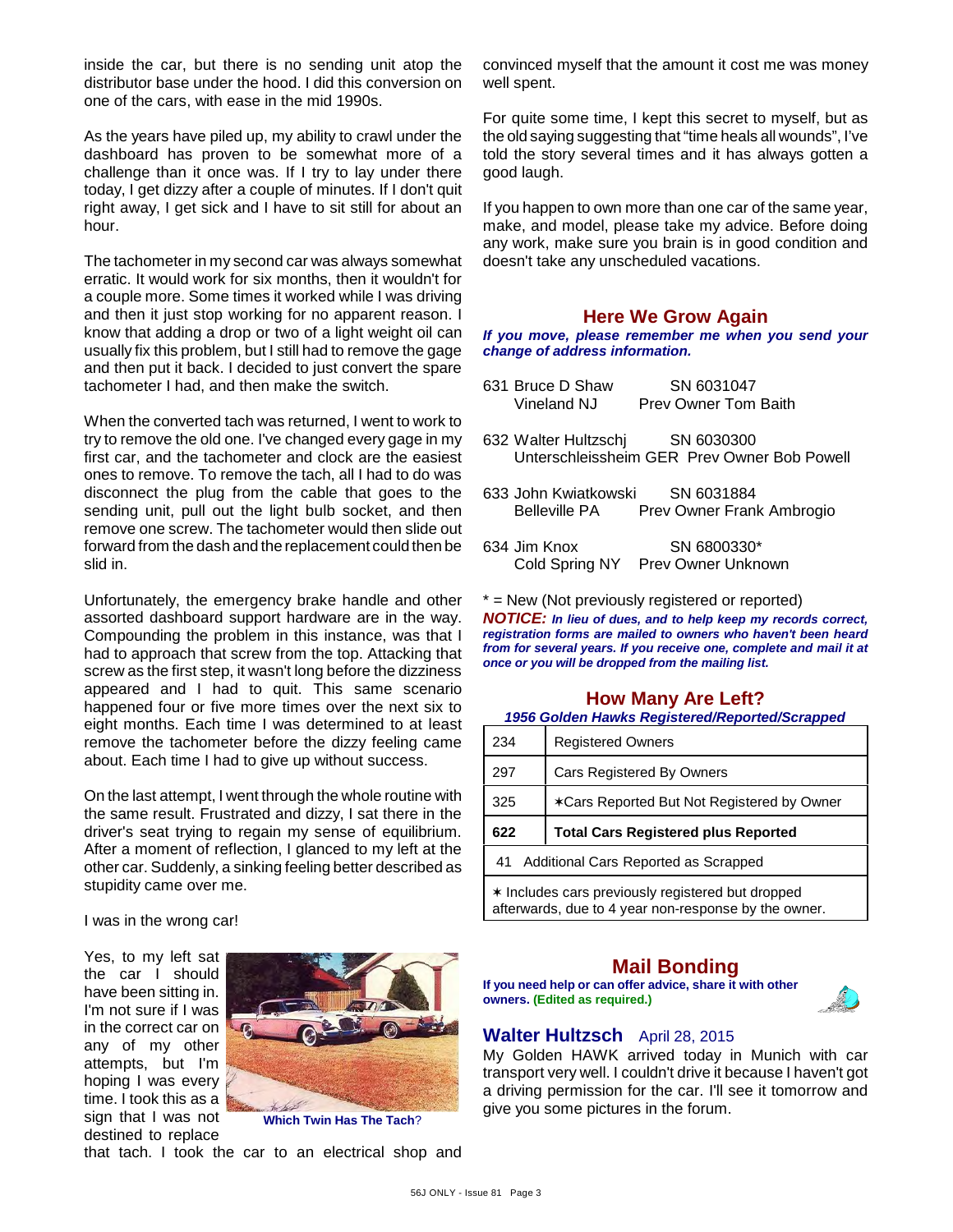inside the car, but there is no sending unit atop the distributor base under the hood. I did this conversion on one of the cars, with ease in the mid 1990s.

As the years have piled up, my ability to crawl under the dashboard has proven to be somewhat more of a challenge than it once was. If I try to lay under there today, I get dizzy after a couple of minutes. If I don't quit right away, I get sick and I have to sit still for about an hour.

The tachometer in my second car was always somewhat erratic. It would work for six months, then it wouldn't for a couple more. Some times it worked while I was driving and then it just stop working for no apparent reason. I know that adding a drop or two of a light weight oil can usually fix this problem, but I still had to remove the gage and then put it back. I decided to just convert the spare tachometer I had, and then make the switch.

When the converted tach was returned, I went to work to try to remove the old one. I've changed every gage in my first car, and the tachometer and clock are the easiest ones to remove. To remove the tach, all I had to do was disconnect the plug from the cable that goes to the sending unit, pull out the light bulb socket, and then remove one screw. The tachometer would then slide out forward from the dash and the replacement could then be slid in.

Unfortunately, the emergency brake handle and other assorted dashboard support hardware are in the way. Compounding the problem in this instance, was that I had to approach that screw from the top. Attacking that screw as the first step, it wasn't long before the dizziness appeared and I had to quit. This same scenario happened four or five more times over the next six to eight months. Each time I was determined to at least remove the tachometer before the dizzy feeling came about. Each time I had to give up without success.

On the last attempt, I went through the whole routine with the same result. Frustrated and dizzy, I sat there in the driver's seat trying to regain my sense of equilibrium. After a moment of reflection, I glanced to my left at the other car. Suddenly, a sinking feeling better described as stupidity came over me.

I was in the wrong car!

Yes, to my left sat the car I should have been sitting in. I'm not sure if I was in the correct car on any of my other attempts, but I'm hoping I was every time. I took this as a sign that I was not destined to replace that tach. I took the car to an electrical shop and convinced myself that the amount it cost me was money well spent.

**Which Twin Has The Tach?**

For quite some time, I kept this secret to myself, but as the old saying suggesting that "time heals all wounds", I've told the story several times and it has always gotten a good laugh.

If you happen to own more than one car of the same year, make, and model, please take my advice. Before doing any work, make sure you brain is in good condition and doesn't take any unscheduled vacations.

## Here We Grow Again

***If you move, please remember me when you send your change of address information.***

631 Bruce D Shaw — SN 6031047
Vineland NJ — Prev Owner Tom Baith

632 Walter Hultzschj — SN 6030300
Unterschleissheim GER — Prev Owner Bob Powell

633 John Kwiatkowski — SN 6031884
Belleville PA — Prev Owner Frank Ambrogio

634 Jim Knox — SN 6800330*
Cold Spring NY — Prev Owner Unknown

* = New (Not previously registered or reported)

***NOTICE:*** ***In lieu of dues, and to help keep my records correct, registration forms are mailed to owners who haven't been heard from for several years. If you receive one, complete and mail it at once or you will be dropped from the mailing list.***

## How Many Are Left?

***1956 Golden Hawks Registered/Reported/Scrapped***

| | |
|---|---|
| 234 | Registered Owners |
| 297 | Cars Registered By Owners |
| 325 | ✶Cars Reported But Not Registered by Owner |
| **622** | **Total Cars Registered plus Reported** |
| 41 | Additional Cars Reported as Scrapped |

✶ Includes cars previously registered but dropped afterwards, due to 4 year non-response by the owner.

## Mail Bonding

**If you need help or can offer advice, share it with other owners. (Edited as required.)**

### Walter Hultzsch — April 28, 2015

My Golden HAWK arrived today in Munich with car transport very well. I couldn't drive it because I haven't got a driving permission for the car. I'll see it tomorrow and give you some pictures in the forum.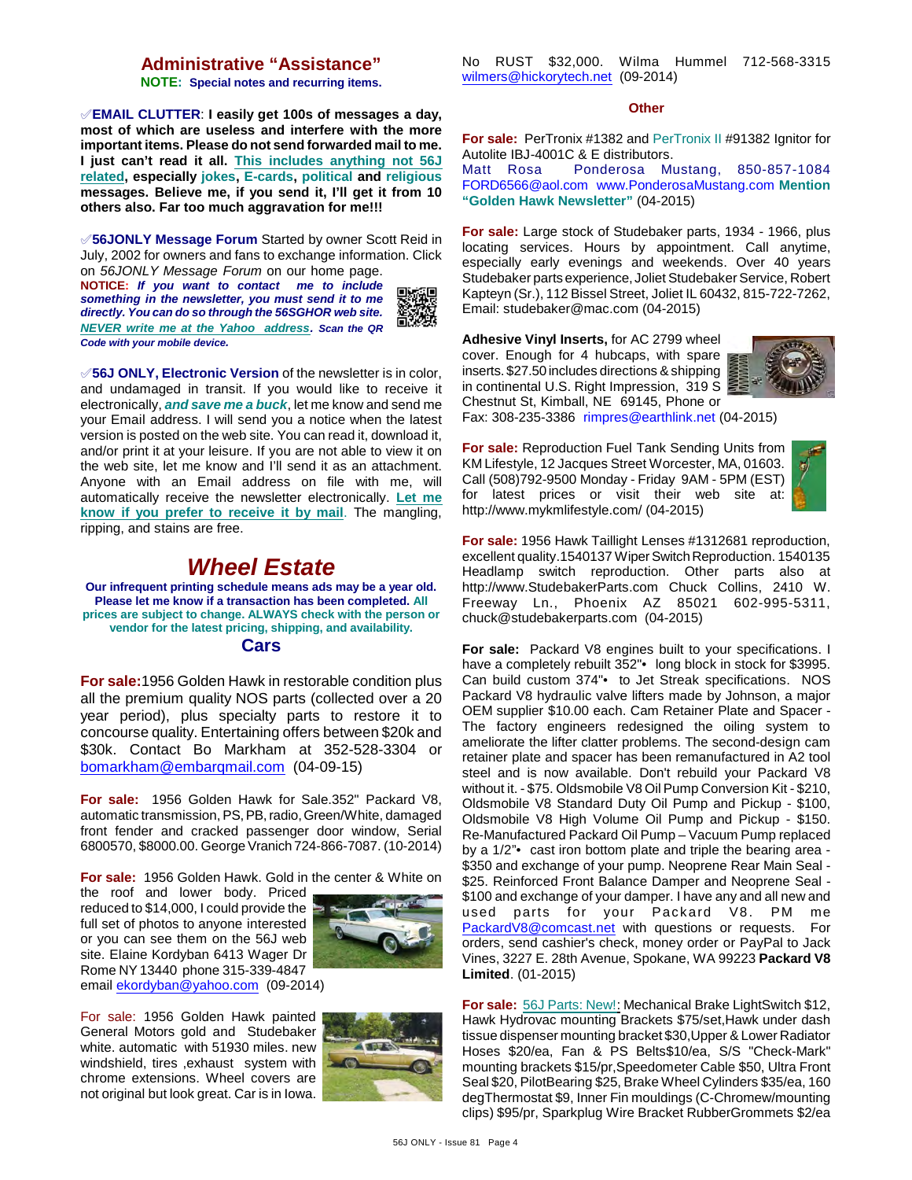## Administrative "Assistance"

**NOTE: Special notes and recurring items.**

✐**EMAIL CLUTTER**: **I easily get 100s of messages a day, most of which are useless and interfere with the more important items. Please do not send forwarded mail to me. I just can't read it all. This includes anything not 56J related, especially jokes, E-cards, political and religious messages. Believe me, if you send it, I'll get it from 10 others also. Far too much aggravation for me!!!**

✐**56JONLY Message Forum** Started by owner Scott Reid in July, 2002 for owners and fans to exchange information. Click on *56JONLY Message Forum* on our home page.

***NOTICE: If you want to contact me to include something in the newsletter, you must send it to me directly. You can do so through the 56SGHOR web site. NEVER write me at the Yahoo address. Scan the QR Code with your mobile device.***

✐**56J ONLY, Electronic Version** of the newsletter is in color, and undamaged in transit. If you would like to receive it electronically, ***and save me a buck***, let me know and send me your Email address. I will send you a notice when the latest version is posted on the web site. You can read it, download it, and/or print it at your leisure. If you are not able to view it on the web site, let me know and I'll send it as an attachment. Anyone with an Email address on file with me, will automatically receive the newsletter electronically. **Let me know if you prefer to receive it by mail**. The mangling, ripping, and stains are free.

# *Wheel Estate*

**Our infrequent printing schedule means ads may be a year old. Please let me know if a transaction has been completed. All prices are subject to change. ALWAYS check with the person or vendor for the latest pricing, shipping, and availability.**

### Cars

**For sale:** 1956 Golden Hawk in restorable condition plus all the premium quality NOS parts (collected over a 20 year period), plus specialty parts to restore it to concourse quality. Entertaining offers between $20k and $30k. Contact Bo Markham at 352-528-3304 or bomarkham@embarqmail.com (04-09-15)

**For sale:** 1956 Golden Hawk for Sale.352" Packard V8, automatic transmission, PS, PB, radio, Green/White, damaged front fender and cracked passenger door window, Serial 6800570, $8000.00. George Vranich 724-866-7087. (10-2014)

**For sale:** 1956 Golden Hawk. Gold in the center & White on the roof and lower body. Priced reduced to $14,000, I could provide the full set of photos to anyone interested or you can see them on the 56J web site. Elaine Kordyban 6413 Wager Dr Rome NY 13440 phone 315-339-4847 email ekordyban@yahoo.com (09-2014)

For sale: 1956 Golden Hawk painted General Motors gold and Studebaker white. automatic with 51930 miles. new windshield, tires ,exhaust system with chrome extensions. Wheel covers are not original but look great. Car is in Iowa. No RUST $32,000. Wilma Hummel 712-568-3315 wilmers@hickorytech.net (09-2014)

### Other

**For sale:** PerTronix #1382 and PerTronix II #91382 Ignitor for Autolite IBJ-4001C & E distributors.
Matt Rosa Ponderosa Mustang, 850-857-1084 FORD6566@aol.com www.PonderosaMustang.com **Mention "Golden Hawk Newsletter"** (04-2015)

**For sale:** Large stock of Studebaker parts, 1934 - 1966, plus locating services. Hours by appointment. Call anytime, especially early evenings and weekends. Over 40 years Studebaker parts experience, Joliet Studebaker Service, Robert Kapteyn (Sr.), 112 Bissel Street, Joliet IL 60432, 815-722-7262, Email: studebaker@mac.com (04-2015)

**Adhesive Vinyl Inserts,** for AC 2799 wheel cover. Enough for 4 hubcaps, with spare inserts. $27.50 includes directions & shipping in continental U.S. Right Impression, 319 S Chestnut St, Kimball, NE 69145, Phone or Fax: 308-235-3386 rimpres@earthlink.net (04-2015)

**For sale:** Reproduction Fuel Tank Sending Units from KM Lifestyle, 12 Jacques Street Worcester, MA, 01603. Call (508)792-9500 Monday - Friday 9AM - 5PM (EST) for latest prices or visit their web site at: http://www.mykmlifestyle.com/ (04-2015)

**For sale:** 1956 Hawk Taillight Lenses #1312681 reproduction, excellent quality.1540137 Wiper Switch Reproduction. 1540135 Headlamp switch reproduction. Other parts also at http://www.StudebakerParts.com Chuck Collins, 2410 W. Freeway Ln., Phoenix AZ 85021 602-995-5311, chuck@studebakerparts.com (04-2015)

**For sale:** Packard V8 engines built to your specifications. I have a completely rebuilt 352"• long block in stock for $3995. Can build custom 374"• to Jet Streak specifications. NOS Packard V8 hydraulic valve lifters made by Johnson, a major OEM supplier $10.00 each. Cam Retainer Plate and Spacer - The factory engineers redesigned the oiling system to ameliorate the lifter clatter problems. The second-design cam retainer plate and spacer has been remanufactured in A2 tool steel and is now available. Don't rebuild your Packard V8 without it. - $75. Oldsmobile V8 Oil Pump Conversion Kit - $210, Oldsmobile V8 Standard Duty Oil Pump and Pickup - $100, Oldsmobile V8 High Volume Oil Pump and Pickup - $150. Re-Manufactured Packard Oil Pump – Vacuum Pump replaced by a 1/2"• cast iron bottom plate and triple the bearing area - $350 and exchange of your pump. Neoprene Rear Main Seal - $25. Reinforced Front Balance Damper and Neoprene Seal - $100 and exchange of your damper. I have any and all new and used parts for your Packard V8. PM me PackardV8@comcast.net with questions or requests. For orders, send cashier's check, money order or PayPal to Jack Vines, 3227 E. 28th Avenue, Spokane, WA 99223 **Packard V8 Limited**. (01-2015)

**For sale:** 56J Parts: New!: Mechanical Brake LightSwitch $12, Hawk Hydrovac mounting Brackets $75/set,Hawk under dash tissue dispenser mounting bracket $30,Upper & Lower Radiator Hoses $20/ea, Fan & PS Belts$10/ea, S/S "Check-Mark" mounting brackets $15/pr,Speedometer Cable $50, Ultra Front Seal $20, PilotBearing $25, Brake Wheel Cylinders $35/ea, 160 degThermostat $9, Inner Fin mouldings (C-Chromew/mounting clips) $95/pr, Sparkplug Wire Bracket RubberGrommets $2/ea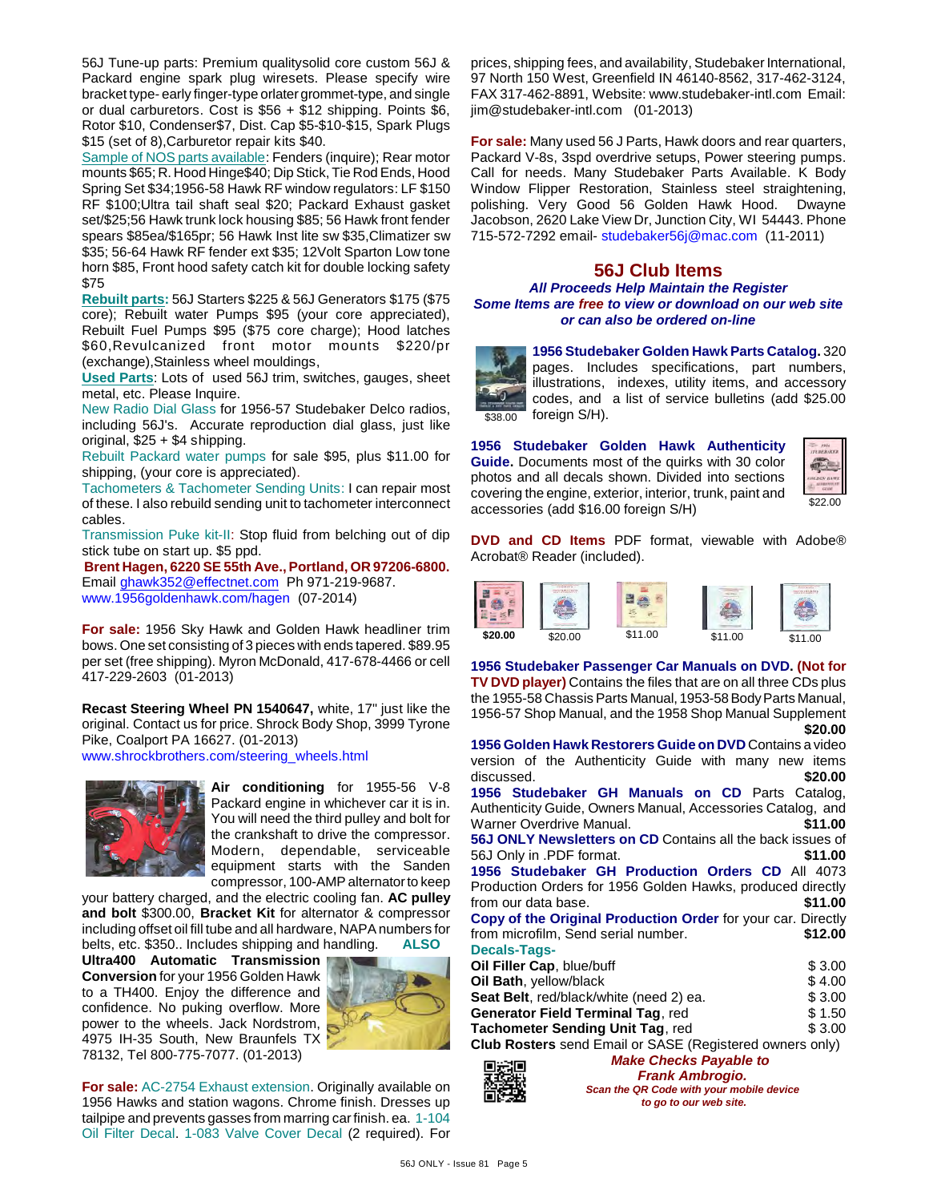56J Tune-up parts: Premium qualitysolid core custom 56J & Packard engine spark plug wiresets. Please specify wire bracket type- early finger-type orlater grommet-type, and single or dual carburetors. Cost is $56 + $12 shipping. Points $6, Rotor $10, Condenser$7, Dist. Cap $5-$10-$15, Spark Plugs $15 (set of 8),Carburetor repair kits $40.

Sample of NOS parts available: Fenders (inquire); Rear motor mounts $65; R. Hood Hinge$40; Dip Stick, Tie Rod Ends, Hood Spring Set $34;1956-58 Hawk RF window regulators: LF $150 RF $100;Ultra tail shaft seal $20; Packard Exhaust gasket set/$25;56 Hawk trunk lock housing $85; 56 Hawk front fender spears $85ea/$165pr; 56 Hawk Inst lite sw $35,Climatizer sw $35; 56-64 Hawk RF fender ext $35; 12Volt Sparton Low tone horn $85, Front hood safety catch kit for double locking safety $75

**Rebuilt parts:** 56J Starters $225 & 56J Generators $175 ($75 core); Rebuilt water Pumps $95 (your core appreciated), Rebuilt Fuel Pumps $95 ($75 core charge); Hood latches $60,Revulcanized front motor mounts $220/pr (exchange),Stainless wheel mouldings,

**Used Parts**: Lots of used 56J trim, switches, gauges, sheet metal, etc. Please Inquire.

New Radio Dial Glass for 1956-57 Studebaker Delco radios, including 56J's. Accurate reproduction dial glass, just like original, $25 + $4 shipping.

Rebuilt Packard water pumps for sale $95, plus $11.00 for shipping, (your core is appreciated).

Tachometers & Tachometer Sending Units: I can repair most of these. I also rebuild sending unit to tachometer interconnect cables.

Transmission Puke kit-II: Stop fluid from belching out of dip stick tube on start up. $5 ppd.

**Brent Hagen, 6220 SE 55th Ave., Portland, OR 97206-6800.** Email ghawk352@effectnet.com Ph 971-219-9687. www.1956goldenhawk.com/hagen (07-2014)

**For sale:** 1956 Sky Hawk and Golden Hawk headliner trim bows. One set consisting of 3 pieces with ends tapered. $89.95 per set (free shipping). Myron McDonald, 417-678-4466 or cell 417-229-2603 (01-2013)

**Recast Steering Wheel PN 1540647,** white, 17" just like the original. Contact us for price. Shrock Body Shop, 3999 Tyrone Pike, Coalport PA 16627. (01-2013)
www.shrockbrothers.com/steering_wheels.html

**Air conditioning** for 1955-56 V-8 Packard engine in whichever car it is in. You will need the third pulley and bolt for the crankshaft to drive the compressor. Modern, dependable, serviceable equipment starts with the Sanden compressor, 100-AMP alternator to keep your battery charged, and the electric cooling fan. **AC pulley and bolt** $300.00, **Bracket Kit** for alternator & compressor including offset oil fill tube and all hardware, NAPA numbers for belts, etc. $350.. Includes shipping and handling. **ALSO Ultra400 Automatic Transmission Conversion** for your 1956 Golden Hawk to a TH400. Enjoy the difference and confidence. No puking overflow. More power to the wheels. Jack Nordstrom, 4975 IH-35 South, New Braunfels TX 78132, Tel 800-775-7077. (01-2013)

**For sale:** AC-2754 Exhaust extension. Originally available on 1956 Hawks and station wagons. Chrome finish. Dresses up tailpipe and prevents gasses from marring car finish. ea. 1-104 Oil Filter Decal. 1-083 Valve Cover Decal (2 required). For prices, shipping fees, and availability, Studebaker International, 97 North 150 West, Greenfield IN 46140-8562, 317-462-3124, FAX 317-462-8891, Website: www.studebaker-intl.com Email: jim@studebaker-intl.com (01-2013)

**For sale:** Many used 56 J Parts, Hawk doors and rear quarters, Packard V-8s, 3spd overdrive setups, Power steering pumps. Call for needs. Many Studebaker Parts Available. K Body Window Flipper Restoration, Stainless steel straightening, polishing. Very Good 56 Golden Hawk Hood. Dwayne Jacobson, 2620 Lake View Dr, Junction City, WI 54443. Phone 715-572-7292 email- studebaker56j@mac.com (11-2011)

## 56J Club Items

***All Proceeds Help Maintain the Register***
***Some Items are free to view or download on our web site or can also be ordered on-line***

**1956 Studebaker Golden Hawk Parts Catalog.** 320 pages. Includes specifications, part numbers, illustrations, indexes, utility items, and accessory codes, and a list of service bulletins (add $25.00 foreign S/H). $38.00

**1956 Studebaker Golden Hawk Authenticity Guide.** Documents most of the quirks with 30 color photos and all decals shown. Divided into sections covering the engine, exterior, interior, trunk, paint and accessories (add $16.00 foreign S/H) $22.00

**DVD and CD Items** PDF format, viewable with Adobe® Acrobat® Reader (included).

**$20.00** $20.00 $11.00 $11.00 $11.00

**1956 Studebaker Passenger Car Manuals on DVD. (Not for TV DVD player)** Contains the files that are on all three CDs plus the 1955-58 Chassis Parts Manual, 1953-58 Body Parts Manual, 1956-57 Shop Manual, and the 1958 Shop Manual Supplement **$20.00**

**1956 Golden Hawk Restorers Guide on DVD** Contains a video version of the Authenticity Guide with many new items discussed. **$20.00**

**1956 Studebaker GH Manuals on CD** Parts Catalog, Authenticity Guide, Owners Manual, Accessories Catalog, and Warner Overdrive Manual. **$11.00**

**56J ONLY Newsletters on CD** Contains all the back issues of 56J Only in .PDF format. **$11.00**

**1956 Studebaker GH Production Orders CD** All 4073 Production Orders for 1956 Golden Hawks, produced directly from our data base. **$11.00**

**Copy of the Original Production Order** for your car. Directly from microfilm, Send serial number. **$12.00**

**Decals-Tags-**

| Item | Price |
|---|---|
| **Oil Filler Cap**, blue/buff | $ 3.00 |
| **Oil Bath**, yellow/black | $ 4.00 |
| **Seat Belt**, red/black/white (need 2) ea. | $ 3.00 |
| **Generator Field Terminal Tag**, red | $ 1.50 |
| **Tachometer Sending Unit Tag**, red | $ 3.00 |

**Club Rosters** send Email or SASE (Registered owners only)

***Make Checks Payable to Frank Ambrogio.***
***Scan the QR Code with your mobile device to go to our web site.***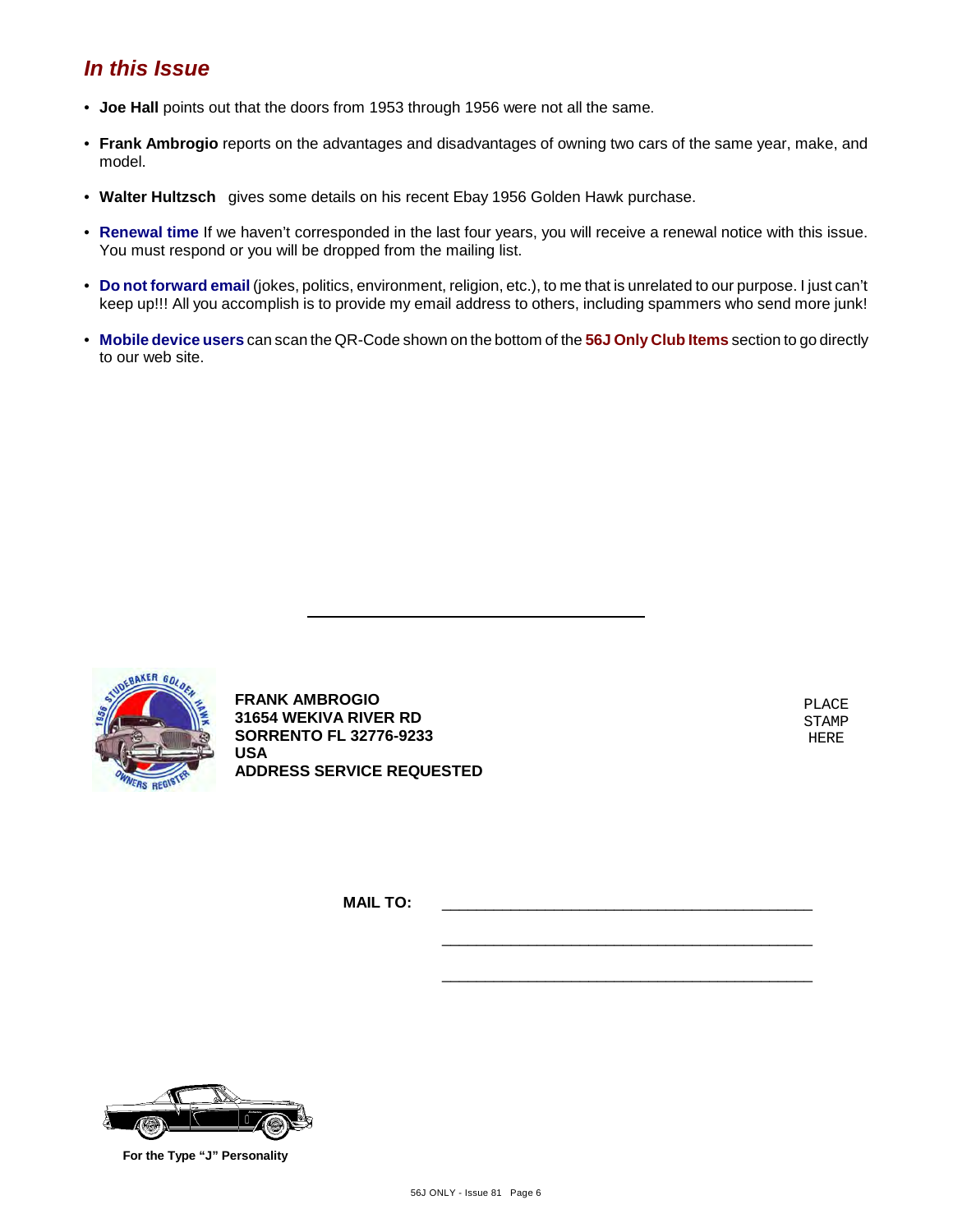## *In this Issue*

- **Joe Hall** points out that the doors from 1953 through 1956 were not all the same.
- **Frank Ambrogio** reports on the advantages and disadvantages of owning two cars of the same year, make, and model.
- **Walter Hultzsch** gives some details on his recent Ebay 1956 Golden Hawk purchase.
- **Renewal time** If we haven't corresponded in the last four years, you will receive a renewal notice with this issue. You must respond or you will be dropped from the mailing list.
- **Do not forward email** (jokes, politics, environment, religion, etc.), to me that is unrelated to our purpose. I just can't keep up!!! All you accomplish is to provide my email address to others, including spammers who send more junk!
- **Mobile device users** can scan the QR-Code shown on the bottom of the **56J Only Club Items** section to go directly to our web site.

---

**FRANK AMBROGIO**
**31654 WEKIVA RIVER RD**
**SORRENTO FL 32776-9233**
**USA**
**ADDRESS SERVICE REQUESTED**

PLACE
STAMP
HERE

**MAIL TO:** ____________________________________________

____________________________________________

____________________________________________

**For the Type "J" Personality**